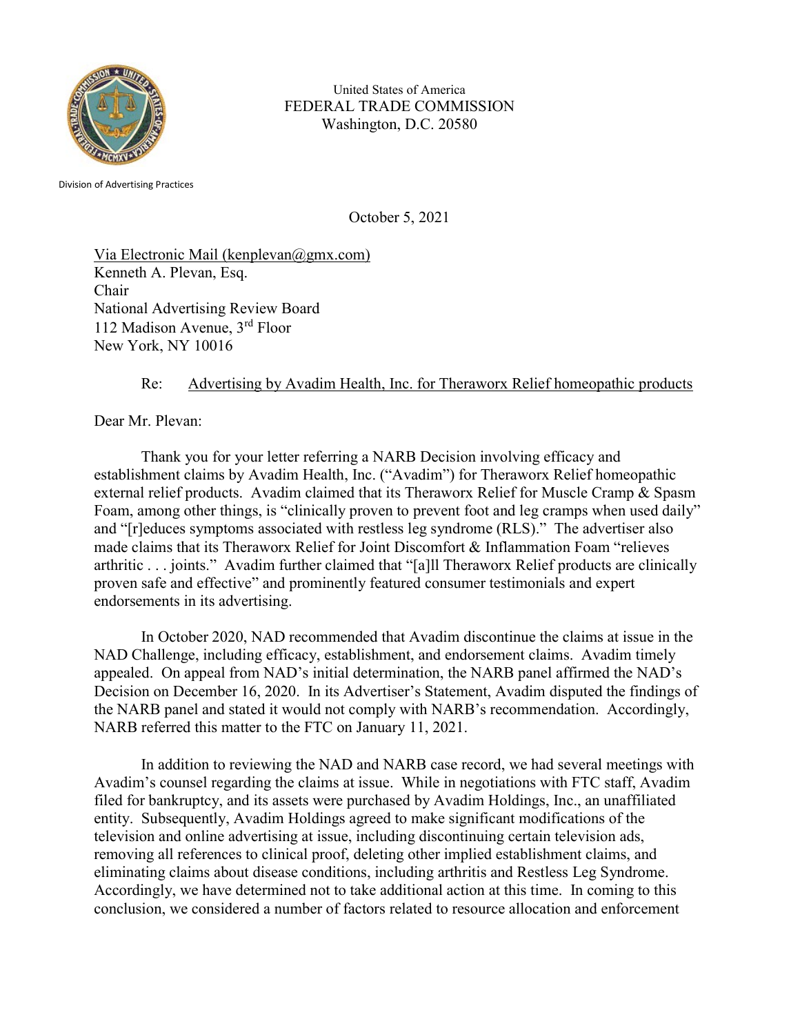United States of America
FEDERAL TRADE COMMISSION
Washington, D.C. 20580

Division of Advertising Practices

October 5, 2021

Via Electronic Mail (kenplevan@gmx.com)
Kenneth A. Plevan, Esq.
Chair
National Advertising Review Board
112 Madison Avenue, 3rd Floor
New York, NY 10016

Re: Advertising by Avadim Health, Inc. for Theraworx Relief homeopathic products

Dear Mr. Plevan:

Thank you for your letter referring a NARB Decision involving efficacy and establishment claims by Avadim Health, Inc. ("Avadim") for Theraworx Relief homeopathic external relief products. Avadim claimed that its Theraworx Relief for Muscle Cramp & Spasm Foam, among other things, is "clinically proven to prevent foot and leg cramps when used daily" and "[r]educes symptoms associated with restless leg syndrome (RLS)." The advertiser also made claims that its Theraworx Relief for Joint Discomfort & Inflammation Foam "relieves arthritic . . . joints." Avadim further claimed that "[a]ll Theraworx Relief products are clinically proven safe and effective" and prominently featured consumer testimonials and expert endorsements in its advertising.

In October 2020, NAD recommended that Avadim discontinue the claims at issue in the NAD Challenge, including efficacy, establishment, and endorsement claims. Avadim timely appealed. On appeal from NAD's initial determination, the NARB panel affirmed the NAD's Decision on December 16, 2020. In its Advertiser's Statement, Avadim disputed the findings of the NARB panel and stated it would not comply with NARB's recommendation. Accordingly, NARB referred this matter to the FTC on January 11, 2021.

In addition to reviewing the NAD and NARB case record, we had several meetings with Avadim's counsel regarding the claims at issue. While in negotiations with FTC staff, Avadim filed for bankruptcy, and its assets were purchased by Avadim Holdings, Inc., an unaffiliated entity. Subsequently, Avadim Holdings agreed to make significant modifications of the television and online advertising at issue, including discontinuing certain television ads, removing all references to clinical proof, deleting other implied establishment claims, and eliminating claims about disease conditions, including arthritis and Restless Leg Syndrome. Accordingly, we have determined not to take additional action at this time. In coming to this conclusion, we considered a number of factors related to resource allocation and enforcement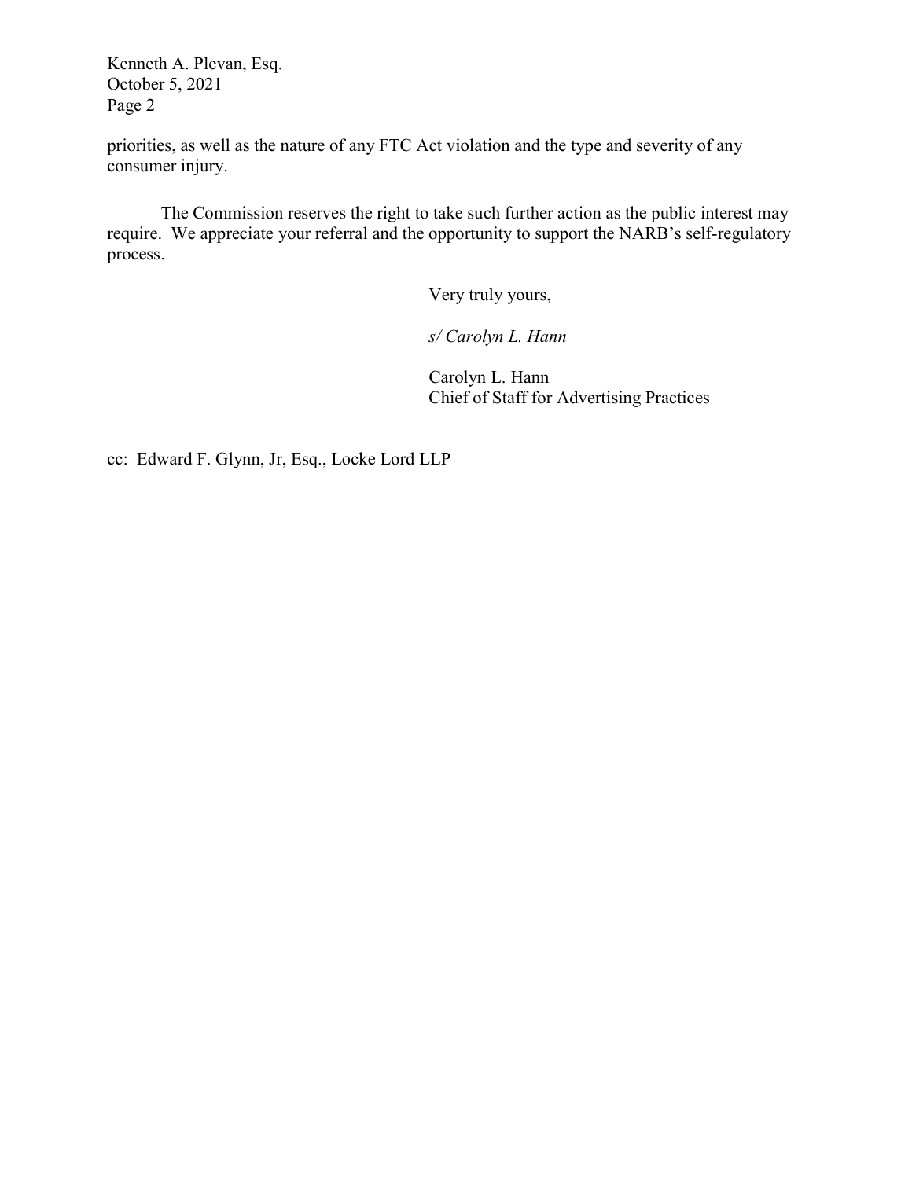priorities, as well as the nature of any FTC Act violation and the type and severity of any consumer injury.

The Commission reserves the right to take such further action as the public interest may require. We appreciate your referral and the opportunity to support the NARB's self-regulatory process.

Very truly yours,

*s/ Carolyn L. Hann*

Carolyn L. Hann
Chief of Staff for Advertising Practices

cc: Edward F. Glynn, Jr, Esq., Locke Lord LLP